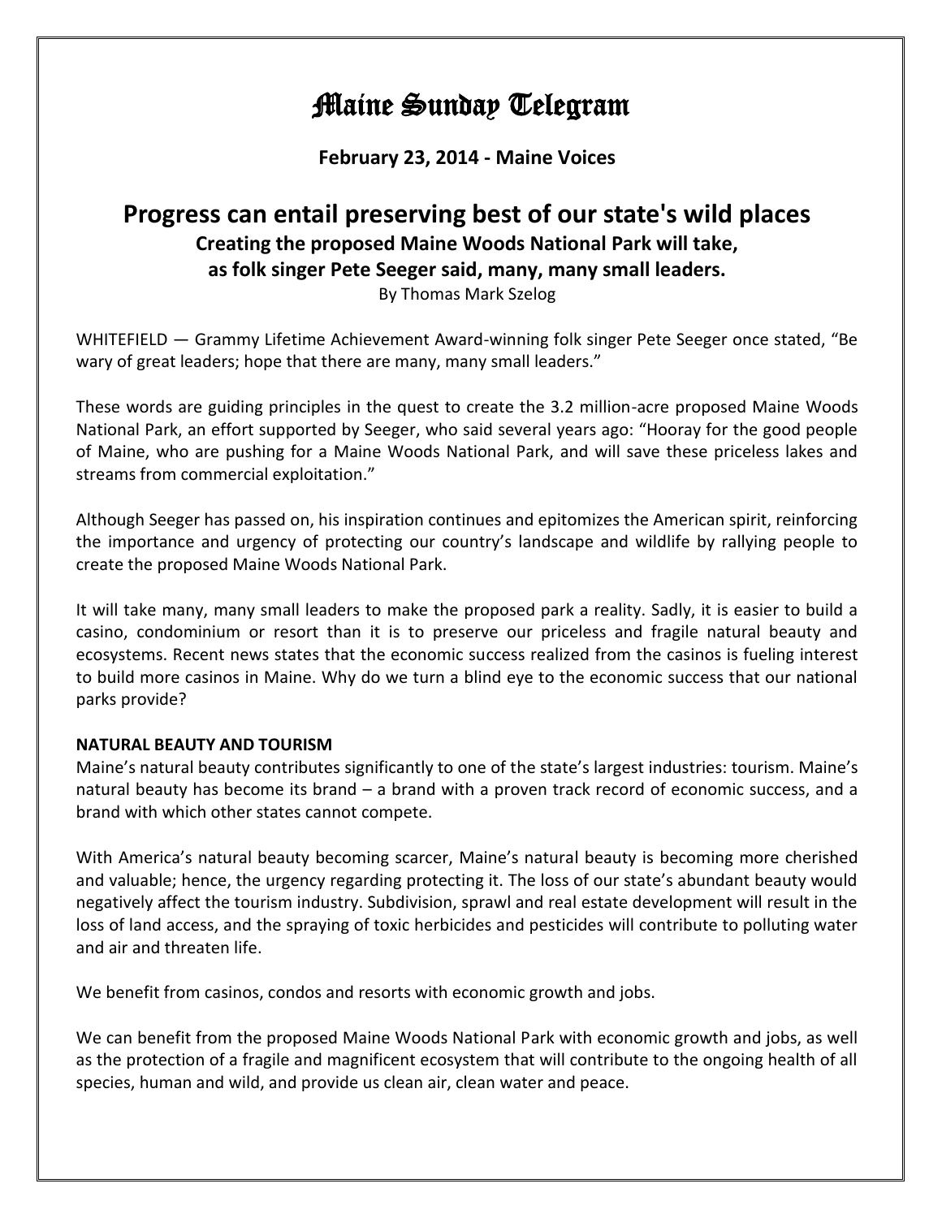# Maine Sunday Telegram

**February 23, 2014 - Maine Voices**

## Progress can entail preserving best of our state's wild places

### Creating the proposed Maine Woods National Park will take, as folk singer Pete Seeger said, many, many small leaders.

By Thomas Mark Szelog

WHITEFIELD — Grammy Lifetime Achievement Award-winning folk singer Pete Seeger once stated, "Be wary of great leaders; hope that there are many, many small leaders."

These words are guiding principles in the quest to create the 3.2 million-acre proposed Maine Woods National Park, an effort supported by Seeger, who said several years ago: "Hooray for the good people of Maine, who are pushing for a Maine Woods National Park, and will save these priceless lakes and streams from commercial exploitation."

Although Seeger has passed on, his inspiration continues and epitomizes the American spirit, reinforcing the importance and urgency of protecting our country's landscape and wildlife by rallying people to create the proposed Maine Woods National Park.

It will take many, many small leaders to make the proposed park a reality. Sadly, it is easier to build a casino, condominium or resort than it is to preserve our priceless and fragile natural beauty and ecosystems. Recent news states that the economic success realized from the casinos is fueling interest to build more casinos in Maine. Why do we turn a blind eye to the economic success that our national parks provide?

**NATURAL BEAUTY AND TOURISM**

Maine's natural beauty contributes significantly to one of the state's largest industries: tourism. Maine's natural beauty has become its brand – a brand with a proven track record of economic success, and a brand with which other states cannot compete.

With America's natural beauty becoming scarcer, Maine's natural beauty is becoming more cherished and valuable; hence, the urgency regarding protecting it. The loss of our state's abundant beauty would negatively affect the tourism industry. Subdivision, sprawl and real estate development will result in the loss of land access, and the spraying of toxic herbicides and pesticides will contribute to polluting water and air and threaten life.

We benefit from casinos, condos and resorts with economic growth and jobs.

We can benefit from the proposed Maine Woods National Park with economic growth and jobs, as well as the protection of a fragile and magnificent ecosystem that will contribute to the ongoing health of all species, human and wild, and provide us clean air, clean water and peace.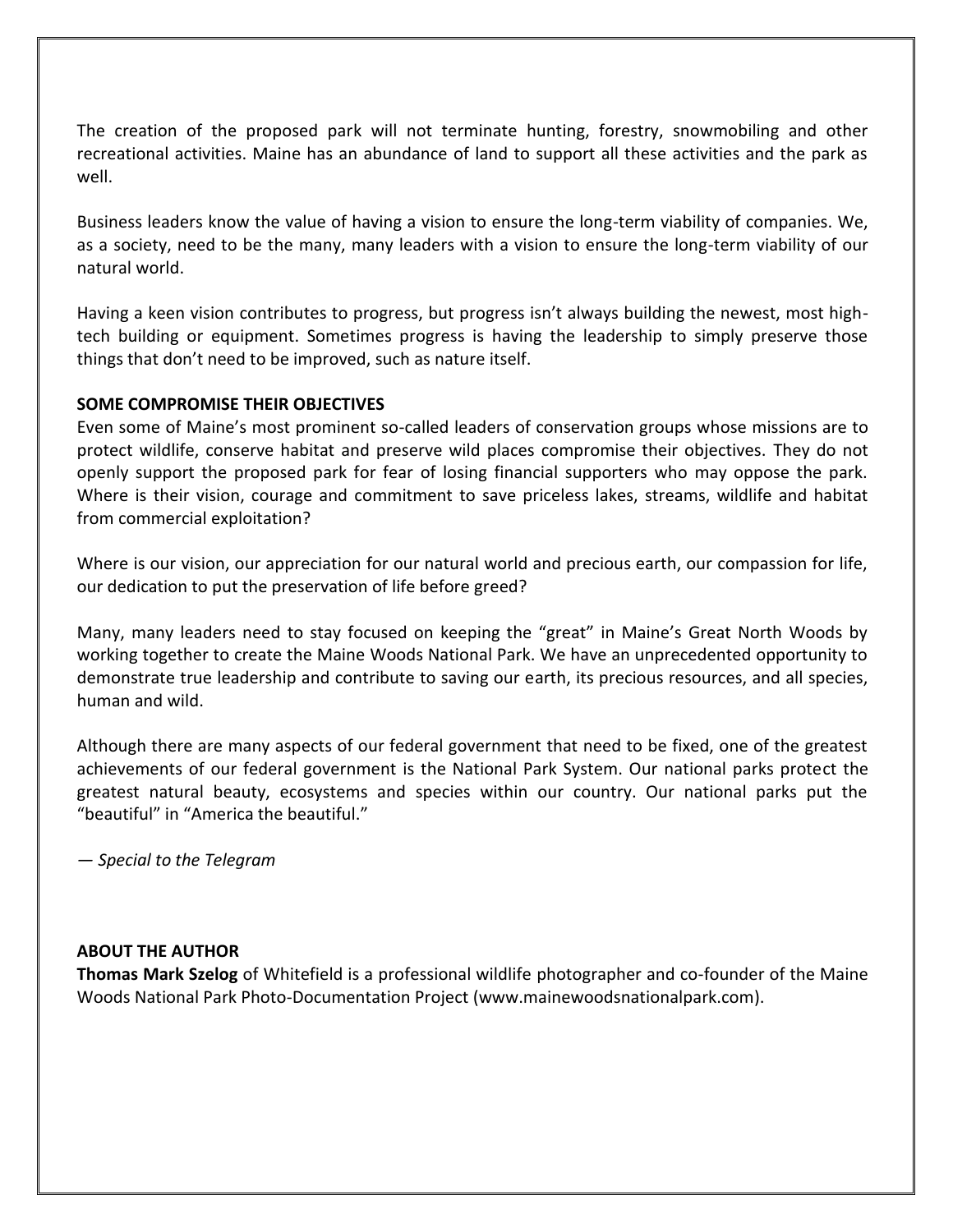The creation of the proposed park will not terminate hunting, forestry, snowmobiling and other recreational activities. Maine has an abundance of land to support all these activities and the park as well.

Business leaders know the value of having a vision to ensure the long-term viability of companies. We, as a society, need to be the many, many leaders with a vision to ensure the long-term viability of our natural world.

Having a keen vision contributes to progress, but progress isn't always building the newest, most high-tech building or equipment. Sometimes progress is having the leadership to simply preserve those things that don't need to be improved, such as nature itself.

**SOME COMPROMISE THEIR OBJECTIVES**

Even some of Maine's most prominent so-called leaders of conservation groups whose missions are to protect wildlife, conserve habitat and preserve wild places compromise their objectives. They do not openly support the proposed park for fear of losing financial supporters who may oppose the park. Where is their vision, courage and commitment to save priceless lakes, streams, wildlife and habitat from commercial exploitation?

Where is our vision, our appreciation for our natural world and precious earth, our compassion for life, our dedication to put the preservation of life before greed?

Many, many leaders need to stay focused on keeping the "great" in Maine's Great North Woods by working together to create the Maine Woods National Park. We have an unprecedented opportunity to demonstrate true leadership and contribute to saving our earth, its precious resources, and all species, human and wild.

Although there are many aspects of our federal government that need to be fixed, one of the greatest achievements of our federal government is the National Park System. Our national parks protect the greatest natural beauty, ecosystems and species within our country. Our national parks put the "beautiful" in "America the beautiful."

*— Special to the Telegram*

**ABOUT THE AUTHOR**

**Thomas Mark Szelog** of Whitefield is a professional wildlife photographer and co-founder of the Maine Woods National Park Photo-Documentation Project (www.mainewoodsnationalpark.com).